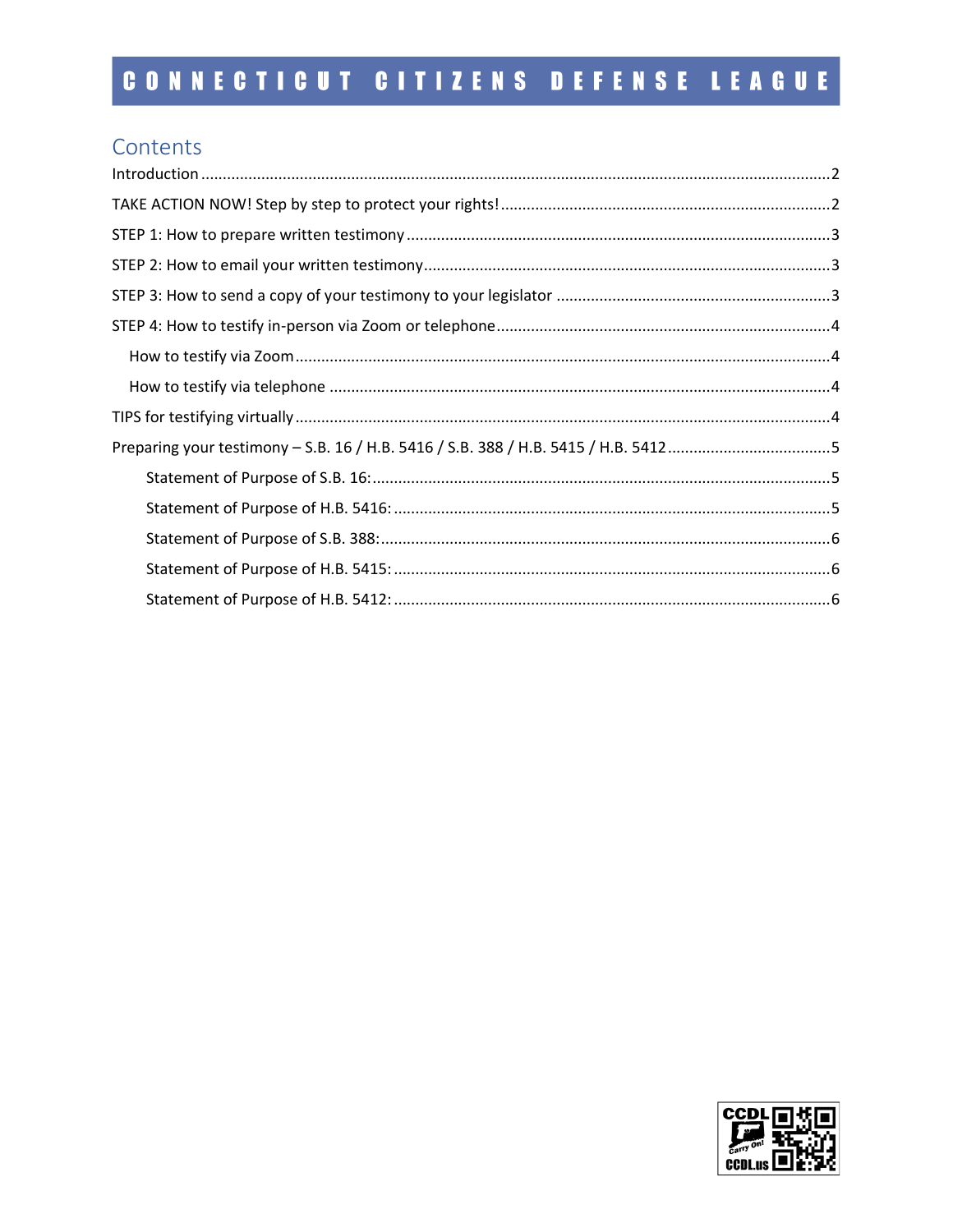# CONNECTICUT CITIZENS DEFENSE LEAGUE

## Contents

- Introduction .......... 2
- TAKE ACTION NOW! Step by step to protect your rights! .......... 2
- STEP 1: How to prepare written testimony .......... 3
- STEP 2: How to email your written testimony .......... 3
- STEP 3: How to send a copy of your testimony to your legislator .......... 3
- STEP 4: How to testify in-person via Zoom or telephone .......... 4
  - How to testify via Zoom .......... 4
  - How to testify via telephone .......... 4
- TIPS for testifying virtually .......... 4
- Preparing your testimony – S.B. 16 / H.B. 5416 / S.B. 388 / H.B. 5415 / H.B. 5412 .......... 5
  - Statement of Purpose of S.B. 16: .......... 5
  - Statement of Purpose of H.B. 5416: .......... 5
  - Statement of Purpose of S.B. 388: .......... 6
  - Statement of Purpose of H.B. 5415: .......... 6
  - Statement of Purpose of H.B. 5412: .......... 6

CCDL Carry On! CCDL.us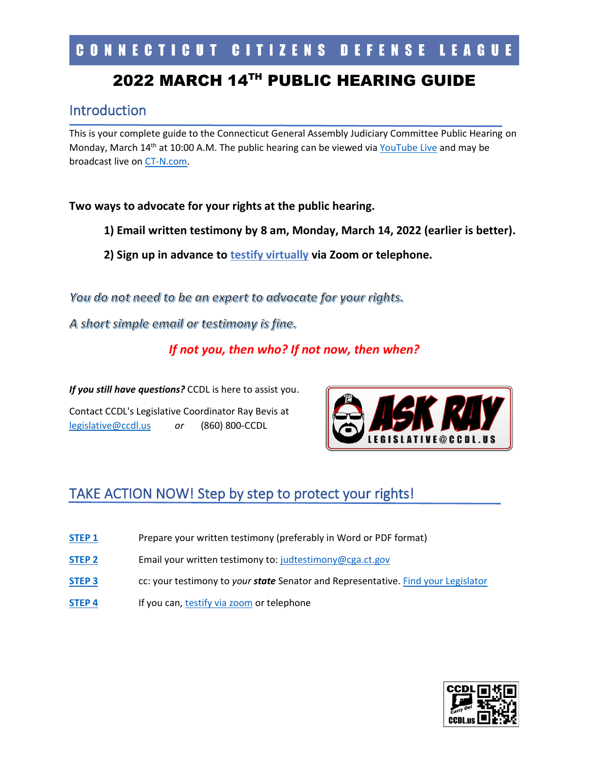# CONNECTICUT CITIZENS DEFENSE LEAGUE

# 2022 MARCH 14TH PUBLIC HEARING GUIDE

## Introduction

This is your complete guide to the Connecticut General Assembly Judiciary Committee Public Hearing on Monday, March 14th at 10:00 A.M. The public hearing can be viewed via YouTube Live and may be broadcast live on CT-N.com.

**Two ways to advocate for your rights at the public hearing.**

**1) Email written testimony by 8 am, Monday, March 14, 2022 (earlier is better).**

**2) Sign up in advance to testify virtually via Zoom or telephone.**

*You do not need to be an expert to advocate for your rights.*

*A short simple email or testimony is fine.*

***If not you, then who? If not now, then when?***

***If you still have questions?*** CCDL is here to assist you.

Contact CCDL's Legislative Coordinator Ray Bevis at legislative@ccdl.us *or* (860) 800-CCDL

ASK RAY
LEGISLATIVE@CCDL.US

## TAKE ACTION NOW! Step by step to protect your rights!

**STEP 1** Prepare your written testimony (preferably in Word or PDF format)

**STEP 2** Email your written testimony to: judtestimony@cga.ct.gov

**STEP 3** cc: your testimony to *your* ***state*** Senator and Representative. Find your Legislator

**STEP 4** If you can, testify via zoom or telephone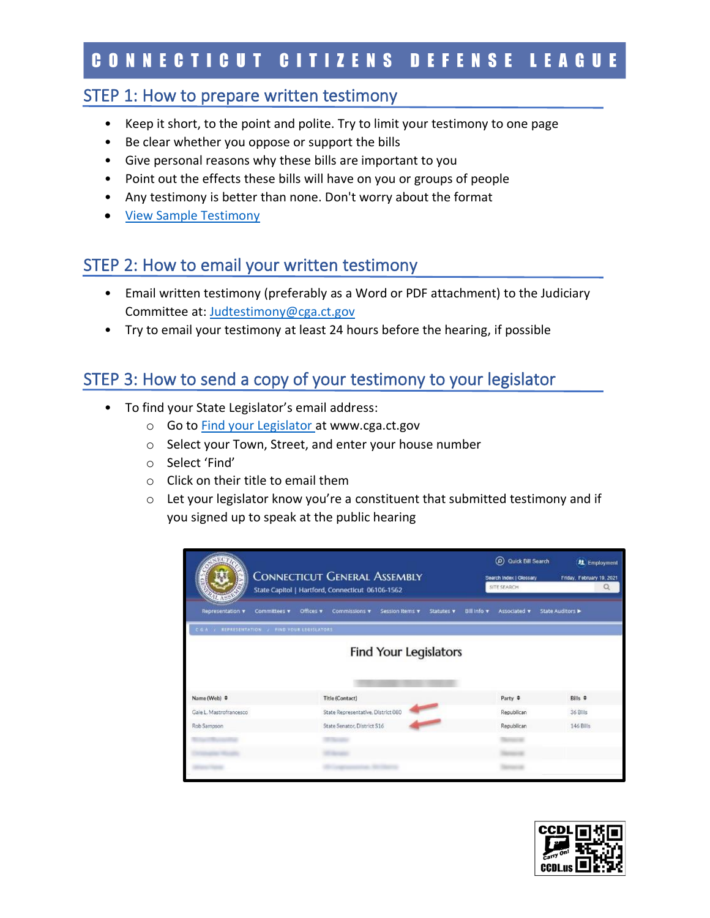# CONNECTICUT CITIZENS DEFENSE LEAGUE

## STEP 1: How to prepare written testimony

- Keep it short, to the point and polite. Try to limit your testimony to one page
- Be clear whether you oppose or support the bills
- Give personal reasons why these bills are important to you
- Point out the effects these bills will have on you or groups of people
- Any testimony is better than none. Don't worry about the format
- View Sample Testimony

## STEP 2: How to email your written testimony

- Email written testimony (preferably as a Word or PDF attachment) to the Judiciary Committee at: Judtestimony@cga.ct.gov
- Try to email your testimony at least 24 hours before the hearing, if possible

## STEP 3: How to send a copy of your testimony to your legislator

- To find your State Legislator's email address:
  - Go to Find your Legislator at www.cga.ct.gov
  - Select your Town, Street, and enter your house number
  - Select 'Find'
  - Click on their title to email them
  - Let your legislator know you're a constituent that submitted testimony and if you signed up to speak at the public hearing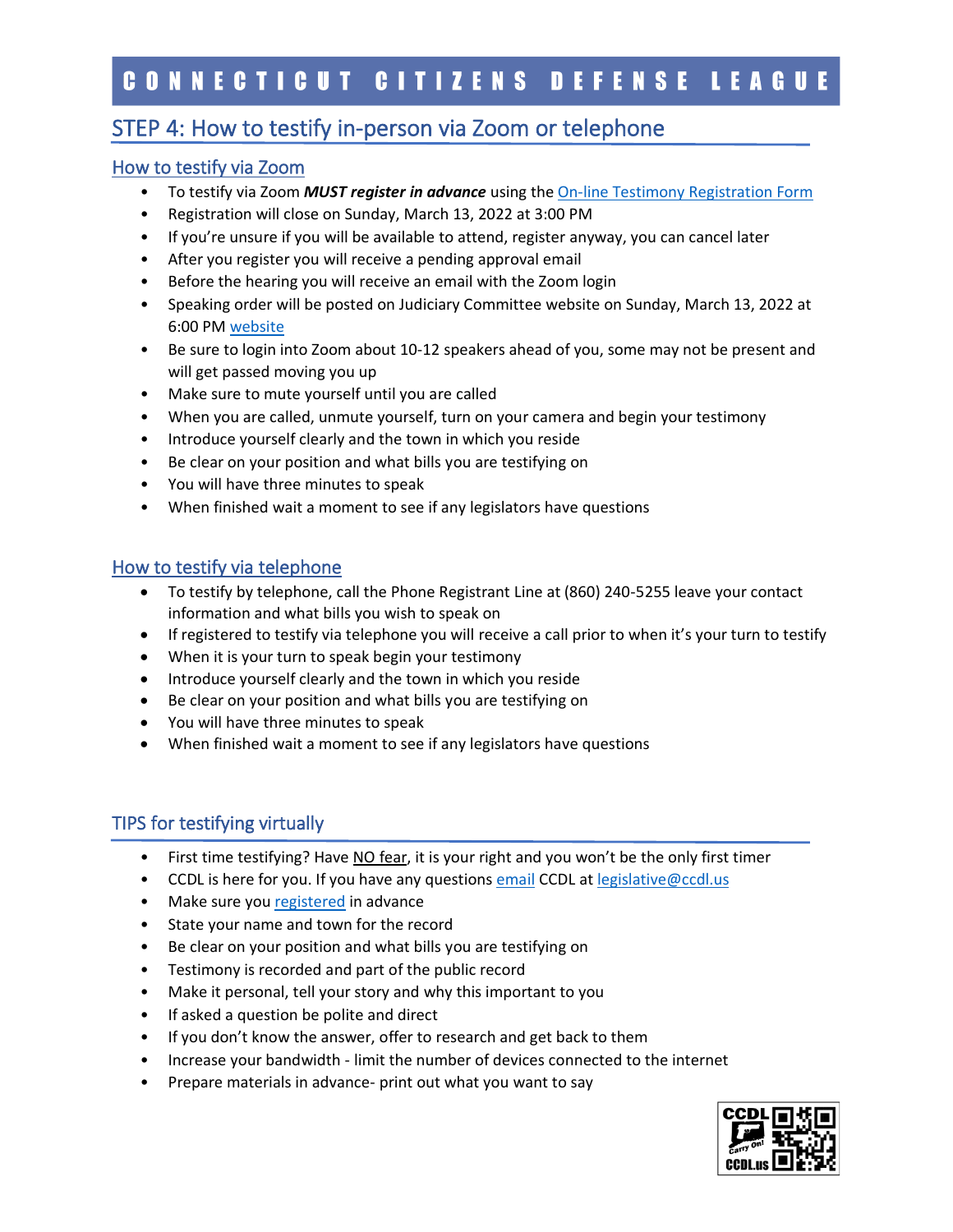# CONNECTICUT CITIZENS DEFENSE LEAGUE

## STEP 4: How to testify in-person via Zoom or telephone

### How to testify via Zoom

- To testify via Zoom ***MUST register in advance*** using the On-line Testimony Registration Form
- Registration will close on Sunday, March 13, 2022 at 3:00 PM
- If you're unsure if you will be available to attend, register anyway, you can cancel later
- After you register you will receive a pending approval email
- Before the hearing you will receive an email with the Zoom login
- Speaking order will be posted on Judiciary Committee website on Sunday, March 13, 2022 at 6:00 PM website
- Be sure to login into Zoom about 10-12 speakers ahead of you, some may not be present and will get passed moving you up
- Make sure to mute yourself until you are called
- When you are called, unmute yourself, turn on your camera and begin your testimony
- Introduce yourself clearly and the town in which you reside
- Be clear on your position and what bills you are testifying on
- You will have three minutes to speak
- When finished wait a moment to see if any legislators have questions

### How to testify via telephone

- To testify by telephone, call the Phone Registrant Line at (860) 240-5255 leave your contact information and what bills you wish to speak on
- If registered to testify via telephone you will receive a call prior to when it's your turn to testify
- When it is your turn to speak begin your testimony
- Introduce yourself clearly and the town in which you reside
- Be clear on your position and what bills you are testifying on
- You will have three minutes to speak
- When finished wait a moment to see if any legislators have questions

## TIPS for testifying virtually

- First time testifying? Have NO fear, it is your right and you won't be the only first timer
- CCDL is here for you. If you have any questions email CCDL at legislative@ccdl.us
- Make sure you registered in advance
- State your name and town for the record
- Be clear on your position and what bills you are testifying on
- Testimony is recorded and part of the public record
- Make it personal, tell your story and why this important to you
- If asked a question be polite and direct
- If you don't know the answer, offer to research and get back to them
- Increase your bandwidth - limit the number of devices connected to the internet
- Prepare materials in advance- print out what you want to say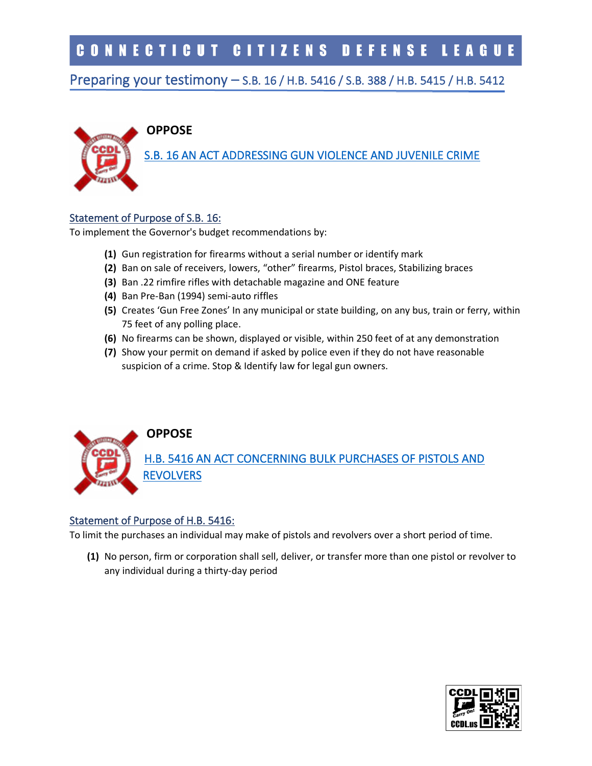# CONNECTICUT CITIZENS DEFENSE LEAGUE

## Preparing your testimony – S.B. 16 / H.B. 5416 / S.B. 388 / H.B. 5415 / H.B. 5412

### OPPOSE

### S.B. 16 AN ACT ADDRESSING GUN VIOLENCE AND JUVENILE CRIME

Statement of Purpose of S.B. 16:

To implement the Governor's budget recommendations by:

1. Gun registration for firearms without a serial number or identify mark
2. Ban on sale of receivers, lowers, "other" firearms, Pistol braces, Stabilizing braces
3. Ban .22 rimfire rifles with detachable magazine and ONE feature
4. Ban Pre-Ban (1994) semi-auto riffles
5. Creates 'Gun Free Zones' In any municipal or state building, on any bus, train or ferry, within 75 feet of any polling place.
6. No firearms can be shown, displayed or visible, within 250 feet of at any demonstration
7. Show your permit on demand if asked by police even if they do not have reasonable suspicion of a crime. Stop & Identify law for legal gun owners.

### OPPOSE

### H.B. 5416 AN ACT CONCERNING BULK PURCHASES OF PISTOLS AND REVOLVERS

Statement of Purpose of H.B. 5416:

To limit the purchases an individual may make of pistols and revolvers over a short period of time.

1. No person, firm or corporation shall sell, deliver, or transfer more than one pistol or revolver to any individual during a thirty-day period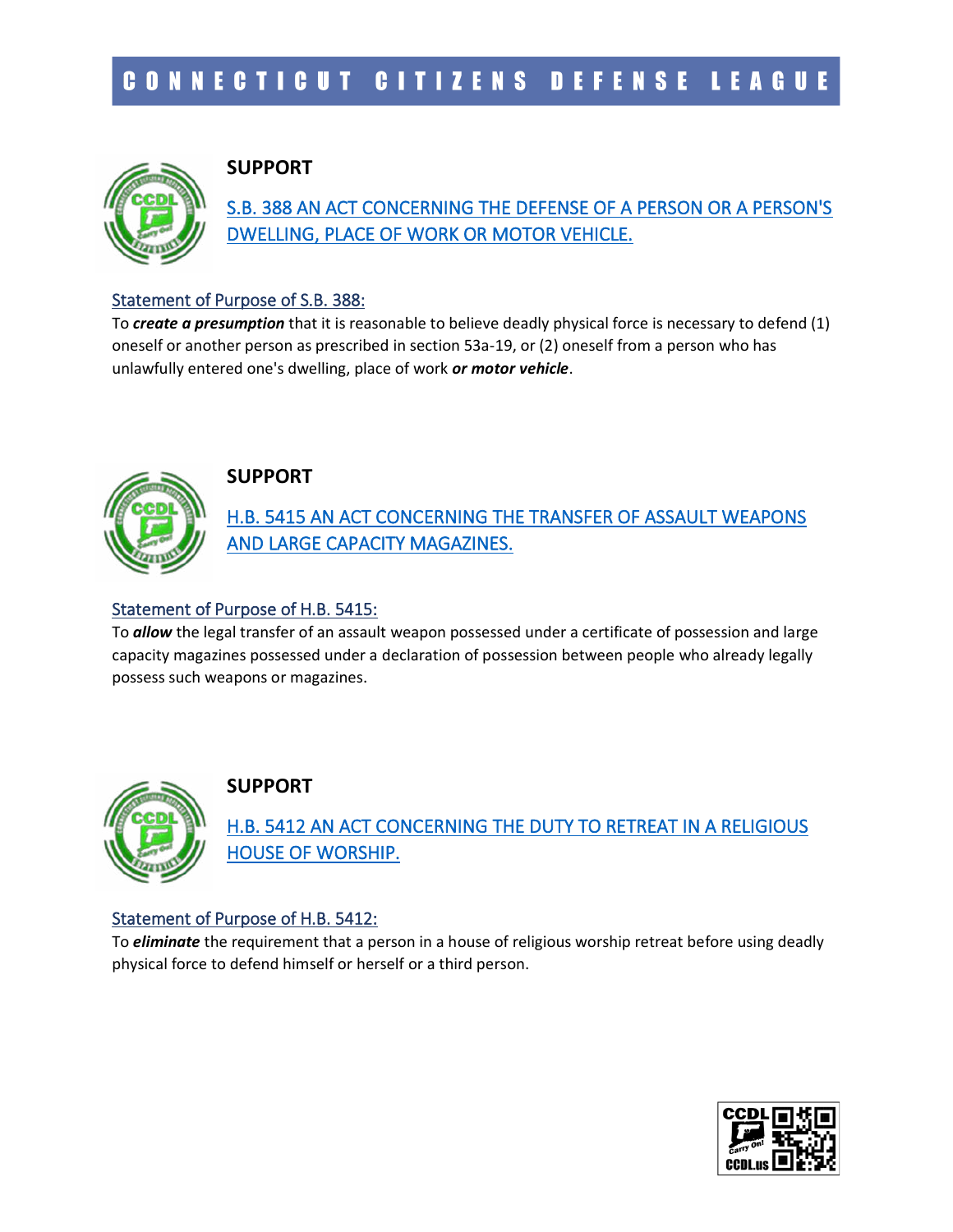**SUPPORT**

**S.B. 388 AN ACT CONCERNING THE DEFENSE OF A PERSON OR A PERSON'S DWELLING, PLACE OF WORK OR MOTOR VEHICLE.**

Statement of Purpose of S.B. 388:

To ***create a presumption*** that it is reasonable to believe deadly physical force is necessary to defend (1) oneself or another person as prescribed in section 53a-19, or (2) oneself from a person who has unlawfully entered one's dwelling, place of work ***or motor vehicle***.

**SUPPORT**

**H.B. 5415 AN ACT CONCERNING THE TRANSFER OF ASSAULT WEAPONS AND LARGE CAPACITY MAGAZINES.**

Statement of Purpose of H.B. 5415:

To ***allow*** the legal transfer of an assault weapon possessed under a certificate of possession and large capacity magazines possessed under a declaration of possession between people who already legally possess such weapons or magazines.

**SUPPORT**

**H.B. 5412 AN ACT CONCERNING THE DUTY TO RETREAT IN A RELIGIOUS HOUSE OF WORSHIP.**

Statement of Purpose of H.B. 5412:

To ***eliminate*** the requirement that a person in a house of religious worship retreat before using deadly physical force to defend himself or herself or a third person.